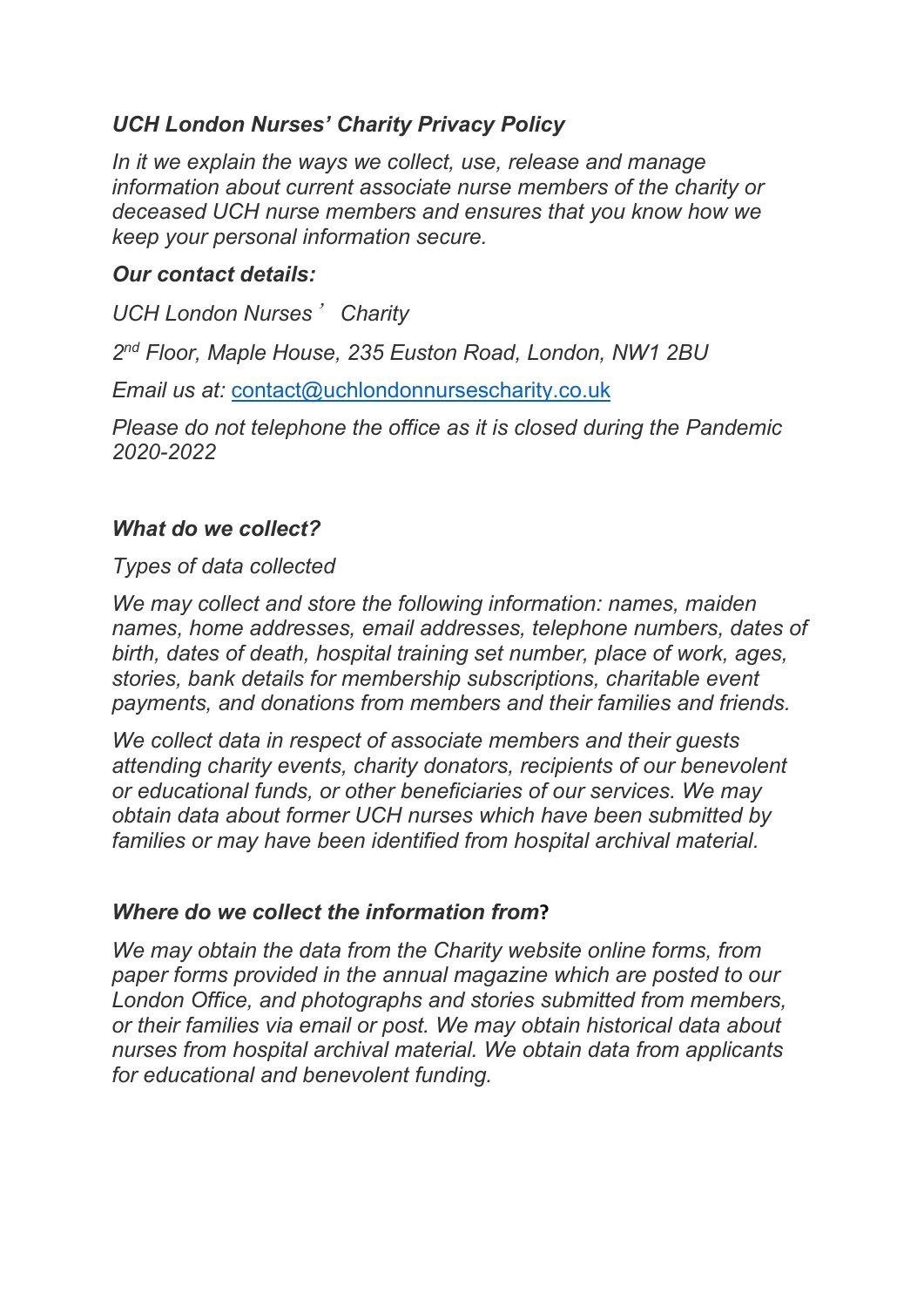## *UCH London Nurses' Charity Privacy Policy*

*In it we explain the ways we collect, use, release and manage information about current associate nurse members of the charity or deceased UCH nurse members and ensures that you know how we keep your personal information secure.*

### ***Our contact details:***

*UCH London Nurses' Charity*

*2nd Floor, Maple House, 235 Euston Road, London, NW1 2BU*

*Email us at:* contact@uchlondonnursescharity.co.uk

*Please do not telephone the office as it is closed during the Pandemic 2020-2022*

### ***What do we collect?***

*Types of data collected*

*We may collect and store the following information: names, maiden names, home addresses, email addresses, telephone numbers, dates of birth, dates of death, hospital training set number, place of work, ages, stories, bank details for membership subscriptions, charitable event payments, and donations from members and their families and friends.*

*We collect data in respect of associate members and their guests attending charity events, charity donators, recipients of our benevolent or educational funds, or other beneficiaries of our services. We may obtain data about former UCH nurses which have been submitted by families or may have been identified from hospital archival material.*

### ***Where do we collect the information from*?**

*We may obtain the data from the Charity website online forms, from paper forms provided in the annual magazine which are posted to our London Office, and photographs and stories submitted from members, or their families via email or post. We may obtain historical data about nurses from hospital archival material. We obtain data from applicants for educational and benevolent funding.*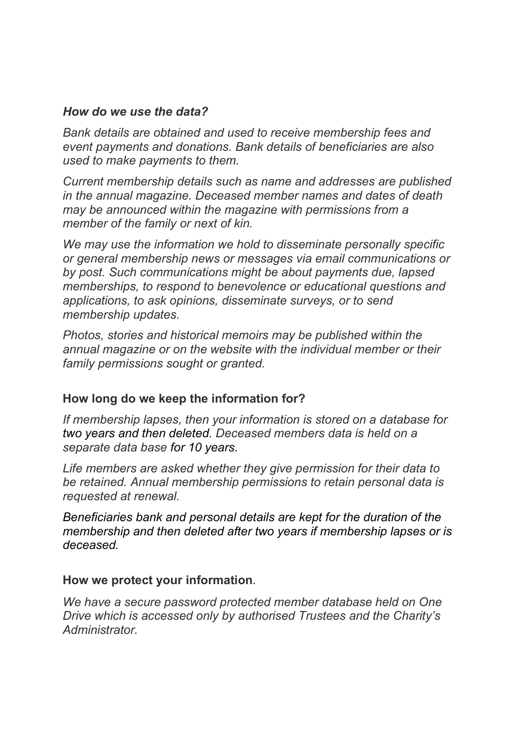### *How do we use the data?*

*Bank details are obtained and used to receive membership fees and event payments and donations. Bank details of beneficiaries are also used to make payments to them.*

*Current membership details such as name and addresses are published in the annual magazine. Deceased member names and dates of death may be announced within the magazine with permissions from a member of the family or next of kin.*

*We may use the information we hold to disseminate personally specific or general membership news or messages via email communications or by post. Such communications might be about payments due, lapsed memberships, to respond to benevolence or educational questions and applications, to ask opinions, disseminate surveys, or to send membership updates.*

*Photos, stories and historical memoirs may be published within the annual magazine or on the website with the individual member or their family permissions sought or granted.*

### How long do we keep the information for?

*If membership lapses, then your information is stored on a database for two years and then deleted. Deceased members data is held on a separate data base for 10 years.*

*Life members are asked whether they give permission for their data to be retained. Annual membership permissions to retain personal data is requested at renewal.*

*Beneficiaries bank and personal details are kept for the duration of the membership and then deleted after two years if membership lapses or is deceased.*

### How we protect your information.

*We have a secure password protected member database held on One Drive which is accessed only by authorised Trustees and the Charity's Administrator.*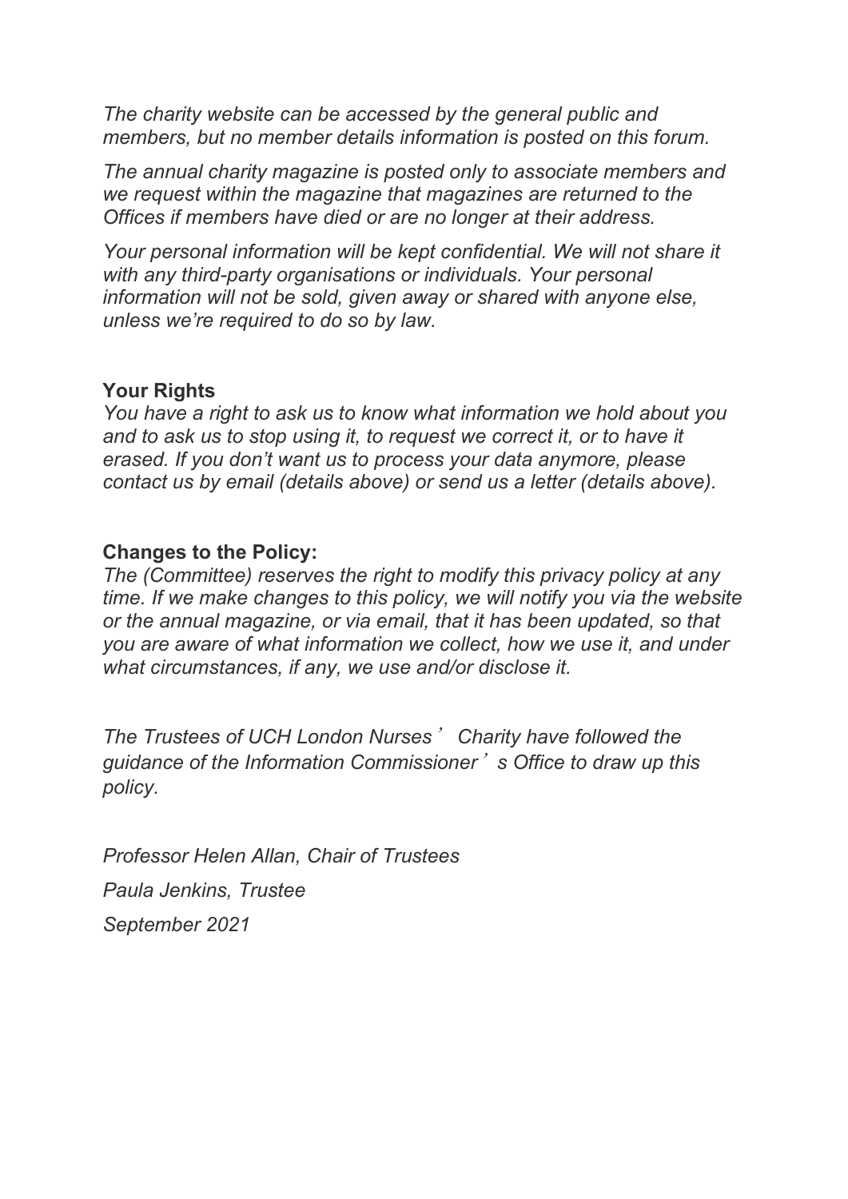*The charity website can be accessed by the general public and members, but no member details information is posted on this forum.*

*The annual charity magazine is posted only to associate members and we request within the magazine that magazines are returned to the Offices if members have died or are no longer at their address.*

*Your personal information will be kept confidential. We will not share it with any third-party organisations or individuals. Your personal information will not be sold, given away or shared with anyone else, unless we're required to do so by law.*

**Your Rights**

*You have a right to ask us to know what information we hold about you and to ask us to stop using it, to request we correct it, or to have it erased. If you don't want us to process your data anymore, please contact us by email (details above) or send us a letter (details above).*

**Changes to the Policy:**

*The (Committee) reserves the right to modify this privacy policy at any time. If we make changes to this policy, we will notify you via the website or the annual magazine, or via email, that it has been updated, so that you are aware of what information we collect, how we use it, and under what circumstances, if any, we use and/or disclose it.*

*The Trustees of UCH London Nurses' Charity have followed the guidance of the Information Commissioner's Office to draw up this policy.*

*Professor Helen Allan, Chair of Trustees*

*Paula Jenkins, Trustee*

*September 2021*